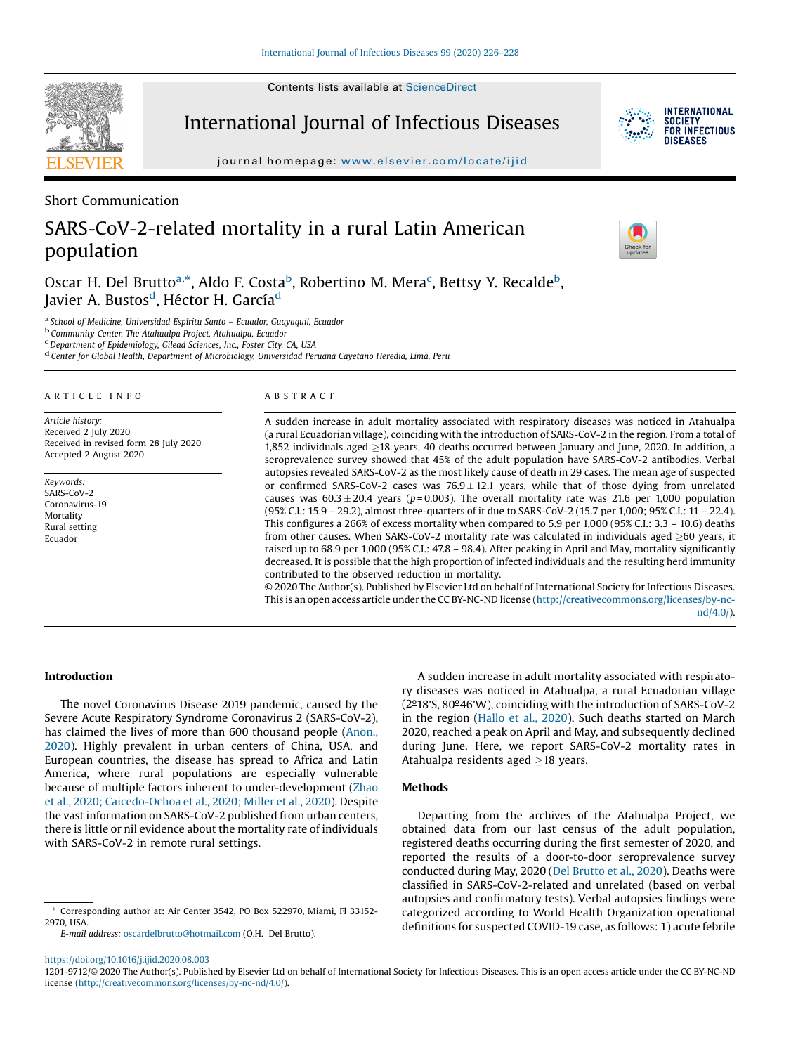Short Communication

# SARS-CoV-2-related mortality in a rural Latin American population

Oscar H. Del Brutto[a,*], Aldo F. Costa[b], Robertino M. Mera[c], Bettsy Y. Recalde[b], Javier A. Bustos[d], Héctor H. García[d]

[a] School of Medicine, Universidad Espíritu Santo – Ecuador, Guayaquil, Ecuador
[b] Community Center, The Atahualpa Project, Atahualpa, Ecuador
[c] Department of Epidemiology, Gilead Sciences, Inc., Foster City, CA, USA
[d] Center for Global Health, Department of Microbiology, Universidad Peruana Cayetano Heredia, Lima, Peru

## ARTICLE INFO

*Article history:*
Received 2 July 2020
Received in revised form 28 July 2020
Accepted 2 August 2020

*Keywords:*
SARS-CoV-2
Coronavirus-19
Mortality
Rural setting
Ecuador

## ABSTRACT

A sudden increase in adult mortality associated with respiratory diseases was noticed in Atahualpa (a rural Ecuadorian village), coinciding with the introduction of SARS-CoV-2 in the region. From a total of 1,852 individuals aged ≥18 years, 40 deaths occurred between January and June, 2020. In addition, a seroprevalence survey showed that 45% of the adult population have SARS-CoV-2 antibodies. Verbal autopsies revealed SARS-CoV-2 as the most likely cause of death in 29 cases. The mean age of suspected or confirmed SARS-CoV-2 cases was $76.9 \pm 12.1$ years, while that of those dying from unrelated causes was $60.3 \pm 20.4$ years ($p = 0.003$). The overall mortality rate was 21.6 per 1,000 population (95% C.I.: 15.9 – 29.2), almost three-quarters of it due to SARS-CoV-2 (15.7 per 1,000; 95% C.I.: 11 – 22.4). This configures a 266% of excess mortality when compared to 5.9 per 1,000 (95% C.I.: 3.3 – 10.6) deaths from other causes. When SARS-CoV-2 mortality rate was calculated in individuals aged ≥60 years, it raised up to 68.9 per 1,000 (95% C.I.: 47.8 – 98.4). After peaking in April and May, mortality significantly decreased. It is possible that the high proportion of infected individuals and the resulting herd immunity contributed to the observed reduction in mortality.

© 2020 The Author(s). Published by Elsevier Ltd on behalf of International Society for Infectious Diseases. This is an open access article under the CC BY-NC-ND license (http://creativecommons.org/licenses/by-nc-nd/4.0/).

## Introduction

The novel Coronavirus Disease 2019 pandemic, caused by the Severe Acute Respiratory Syndrome Coronavirus 2 (SARS-CoV-2), has claimed the lives of more than 600 thousand people (Anon., 2020). Highly prevalent in urban centers of China, USA, and European countries, the disease has spread to Africa and Latin America, where rural populations are especially vulnerable because of multiple factors inherent to under-development (Zhao et al., 2020; Caicedo-Ochoa et al., 2020; Miller et al., 2020). Despite the vast information on SARS-CoV-2 published from urban centers, there is little or nil evidence about the mortality rate of individuals with SARS-CoV-2 in remote rural settings.

A sudden increase in adult mortality associated with respiratory diseases was noticed in Atahualpa, a rural Ecuadorian village (2º18'S, 80º46'W), coinciding with the introduction of SARS-CoV-2 in the region (Hallo et al., 2020). Such deaths started on March 2020, reached a peak on April and May, and subsequently declined during June. Here, we report SARS-CoV-2 mortality rates in Atahualpa residents aged ≥18 years.

## Methods

Departing from the archives of the Atahualpa Project, we obtained data from our last census of the adult population, registered deaths occurring during the first semester of 2020, and reported the results of a door-to-door seroprevalence survey conducted during May, 2020 (Del Brutto et al., 2020). Deaths were classified in SARS-CoV-2-related and unrelated (based on verbal autopsies and confirmatory tests). Verbal autopsies findings were categorized according to World Health Organization operational definitions for suspected COVID-19 case, as follows: 1) acute febrile

\* Corresponding author at: Air Center 3542, PO Box 522970, Miami, Fl 33152-2970, USA.
E-mail address: oscardelbrutto@hotmail.com (O.H. Del Brutto).

https://doi.org/10.1016/j.ijid.2020.08.003
1201-9712/© 2020 The Author(s). Published by Elsevier Ltd on behalf of International Society for Infectious Diseases. This is an open access article under the CC BY-NC-ND license (http://creativecommons.org/licenses/by-nc-nd/4.0/).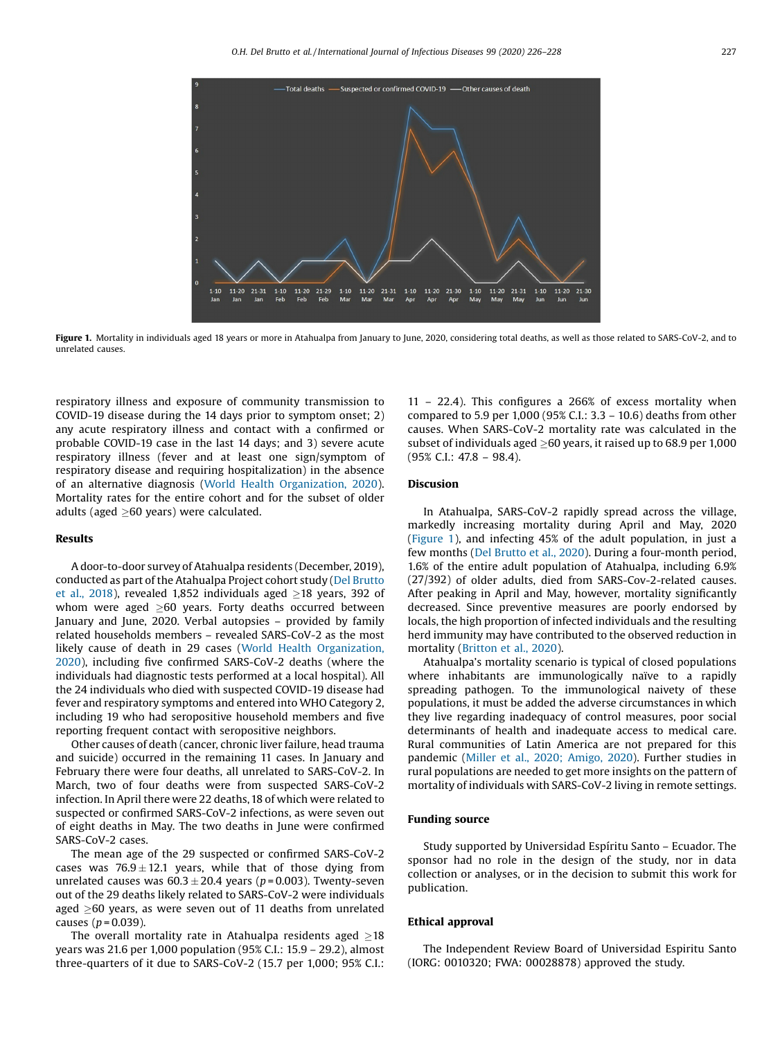**Figure 1.** Mortality in individuals aged 18 years or more in Atahualpa from January to June, 2020, considering total deaths, as well as those related to SARS-CoV-2, and to unrelated causes.

respiratory illness and exposure of community transmission to COVID-19 disease during the 14 days prior to symptom onset; 2) any acute respiratory illness and contact with a confirmed or probable COVID-19 case in the last 14 days; and 3) severe acute respiratory illness (fever and at least one sign/symptom of respiratory disease and requiring hospitalization) in the absence of an alternative diagnosis (World Health Organization, 2020). Mortality rates for the entire cohort and for the subset of older adults (aged ≥60 years) were calculated.

## Results

A door-to-door survey of Atahualpa residents (December, 2019), conducted as part of the Atahualpa Project cohort study (Del Brutto et al., 2018), revealed 1,852 individuals aged ≥18 years, 392 of whom were aged ≥60 years. Forty deaths occurred between January and June, 2020. Verbal autopsies – provided by family related households members – revealed SARS-CoV-2 as the most likely cause of death in 29 cases (World Health Organization, 2020), including five confirmed SARS-CoV-2 deaths (where the individuals had diagnostic tests performed at a local hospital). All the 24 individuals who died with suspected COVID-19 disease had fever and respiratory symptoms and entered into WHO Category 2, including 19 who had seropositive household members and five reporting frequent contact with seropositive neighbors.

Other causes of death (cancer, chronic liver failure, head trauma and suicide) occurred in the remaining 11 cases. In January and February there were four deaths, all unrelated to SARS-CoV-2. In March, two of four deaths were from suspected SARS-CoV-2 infection. In April there were 22 deaths, 18 of which were related to suspected or confirmed SARS-CoV-2 infections, as were seven out of eight deaths in May. The two deaths in June were confirmed SARS-CoV-2 cases.

The mean age of the 29 suspected or confirmed SARS-CoV-2 cases was $76.9 \pm 12.1$ years, while that of those dying from unrelated causes was $60.3 \pm 20.4$ years ($p = 0.003$). Twenty-seven out of the 29 deaths likely related to SARS-CoV-2 were individuals aged ≥60 years, as were seven out of 11 deaths from unrelated causes ($p = 0.039$).

The overall mortality rate in Atahualpa residents aged ≥18 years was 21.6 per 1,000 population (95% C.I.: 15.9 – 29.2), almost three-quarters of it due to SARS-CoV-2 (15.7 per 1,000; 95% C.I.: 11 – 22.4). This configures a 266% of excess mortality when compared to 5.9 per 1,000 (95% C.I.: 3.3 – 10.6) deaths from other causes. When SARS-CoV-2 mortality rate was calculated in the subset of individuals aged ≥60 years, it raised up to 68.9 per 1,000 (95% C.I.: 47.8 – 98.4).

## Discusion

In Atahualpa, SARS-CoV-2 rapidly spread across the village, markedly increasing mortality during April and May, 2020 (Figure 1), and infecting 45% of the adult population, in just a few months (Del Brutto et al., 2020). During a four-month period, 1.6% of the entire adult population of Atahualpa, including 6.9% (27/392) of older adults, died from SARS-Cov-2-related causes. After peaking in April and May, however, mortality significantly decreased. Since preventive measures are poorly endorsed by locals, the high proportion of infected individuals and the resulting herd immunity may have contributed to the observed reduction in mortality (Britton et al., 2020).

Atahualpa's mortality scenario is typical of closed populations where inhabitants are immunologically naïve to a rapidly spreading pathogen. To the immunological naivety of these populations, it must be added the adverse circumstances in which they live regarding inadequacy of control measures, poor social determinants of health and inadequate access to medical care. Rural communities of Latin America are not prepared for this pandemic (Miller et al., 2020; Amigo, 2020). Further studies in rural populations are needed to get more insights on the pattern of mortality of individuals with SARS-CoV-2 living in remote settings.

## Funding source

Study supported by Universidad Espíritu Santo – Ecuador. The sponsor had no role in the design of the study, nor in data collection or analyses, or in the decision to submit this work for publication.

## Ethical approval

The Independent Review Board of Universidad Espiritu Santo (IORG: 0010320; FWA: 00028878) approved the study.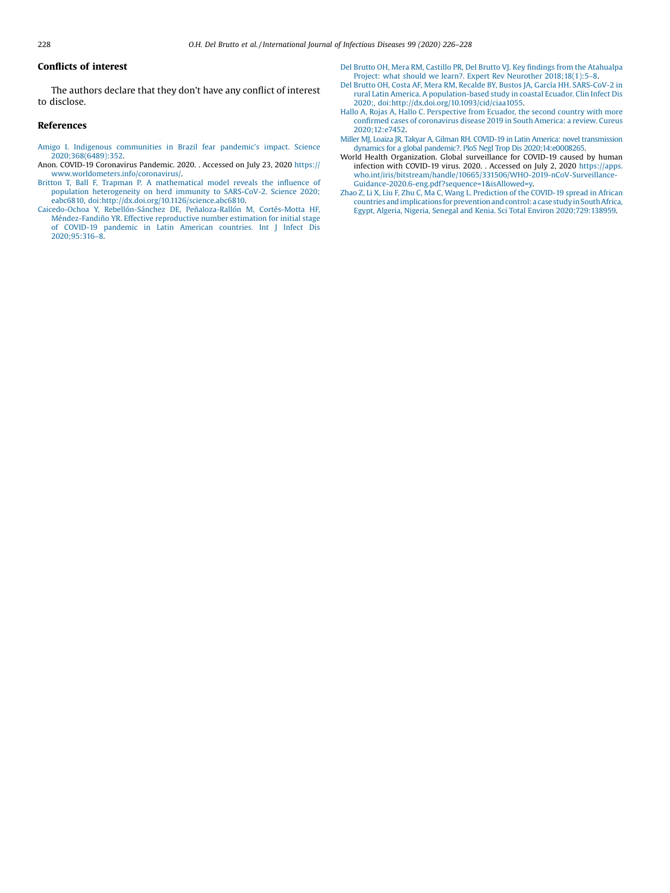## Conflicts of interest

The authors declare that they don't have any conflict of interest to disclose.

## References

Amigo I. Indigenous communities in Brazil fear pandemic's impact. Science 2020;368(6489):352.

Anon. COVID-19 Coronavirus Pandemic. 2020. . Accessed on July 23, 2020 https://www.worldometers.info/coronavirus/.

Britton T, Ball F, Trapman P. A mathematical model reveals the influence of population heterogeneity on herd immunity to SARS-CoV-2. Science 2020; eabc6810, doi:http://dx.doi.org/10.1126/science.abc6810.

Caicedo-Ochoa Y, Rebellón-Sánchez DE, Peñaloza-Rallón M, Cortés-Motta HF, Méndez-Fandiño YR. Effective reproductive number estimation for initial stage of COVID-19 pandemic in Latin American countries. Int J Infect Dis 2020;95:316–8.

Del Brutto OH, Mera RM, Castillo PR, Del Brutto VJ. Key findings from the Atahualpa Project: what should we learn?. Expert Rev Neurother 2018;18(1):5–8.

Del Brutto OH, Costa AF, Mera RM, Recalde BY, Bustos JA, García HH. SARS-CoV-2 in rural Latin America. A population-based study in coastal Ecuador. Clin Infect Dis 2020;, doi:http://dx.doi.org/10.1093/cid/ciaa1055.

Hallo A, Rojas A, Hallo C. Perspective from Ecuador, the second country with more confirmed cases of coronavirus disease 2019 in South America: a review. Cureus 2020;12:e7452.

Miller MJ, Loaiza JR, Takyar A, Gilman RH. COVID-19 in Latin America: novel transmission dynamics for a global pandemic?. PloS Negl Trop Dis 2020;14:e0008265.

World Health Organization. Global surveillance for COVID-19 caused by human infection with COVID-19 virus. 2020. . Accessed on July 2, 2020 https://apps.who.int/iris/bitstream/handle/10665/331506/WHO-2019-nCoV-Surveillance-Guidance-2020.6-eng.pdf?sequence=1&isAllowed=y.

Zhao Z, Li X, Liu F, Zhu C, Ma C, Wang L. Prediction of the COVID-19 spread in African countries and implications for prevention and control: a case study in South Africa, Egypt, Algeria, Nigeria, Senegal and Kenia. Sci Total Environ 2020;729:138959.